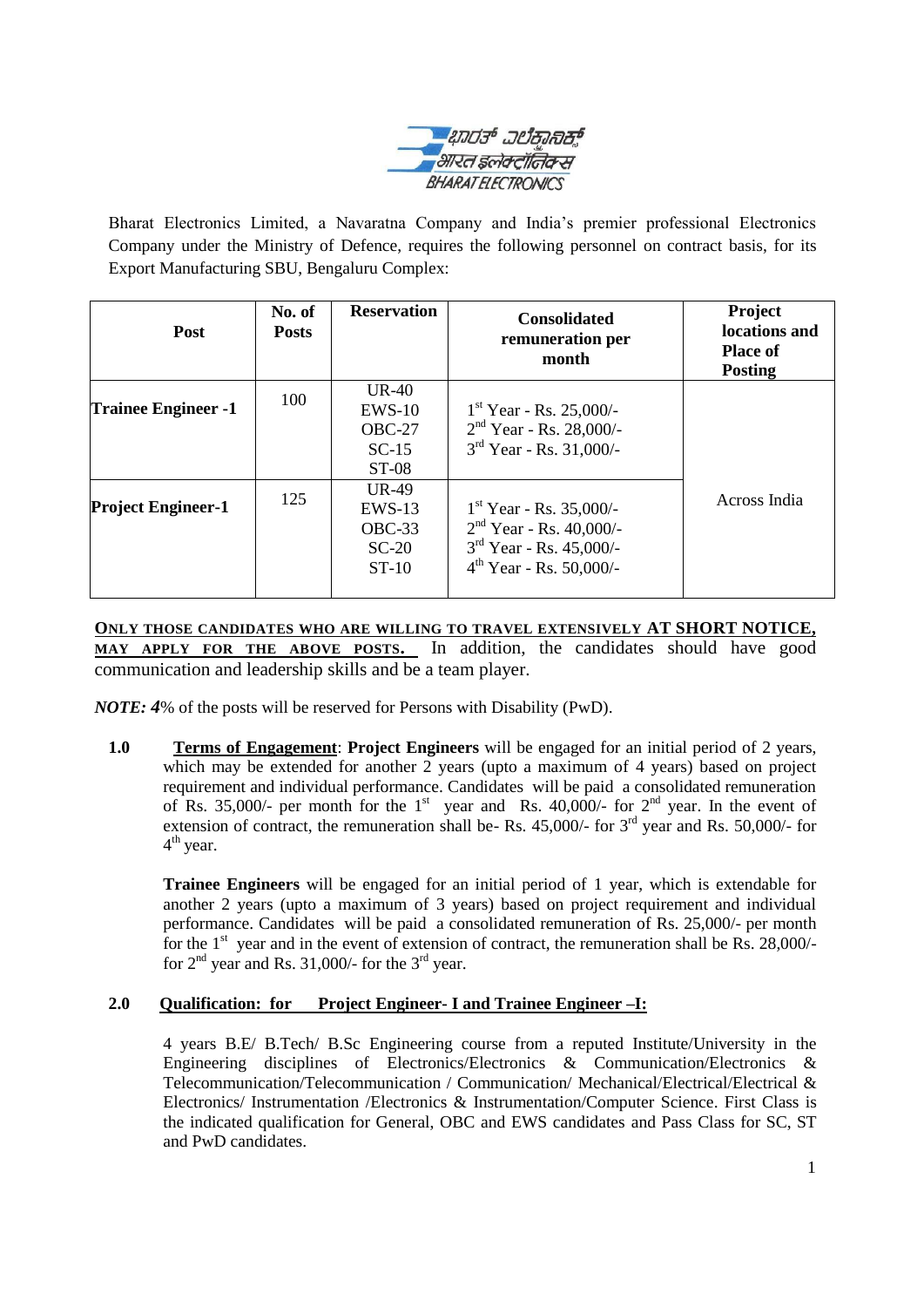Bharat Electronics Limited, a Navaratna Company and India's premier professional Electronics Company under the Ministry of Defence, requires the following personnel on contract basis, for its Export Manufacturing SBU, Bengaluru Complex:

| Post | No. of Posts | Reservation | Consolidated remuneration per month | Project locations and Place of Posting |
|---|---|---|---|---|
| **Trainee Engineer -1** | 100 | UR-40<br>EWS-10<br>OBC-27<br>SC-15<br>ST-08 | 1st Year - Rs. 25,000/-<br>2nd Year - Rs. 28,000/-<br>3rd Year - Rs. 31,000/- | Across India |
| **Project Engineer-1** | 125 | UR-49<br>EWS-13<br>OBC-33<br>SC-20<br>ST-10 | 1st Year - Rs. 35,000/-<br>2nd Year - Rs. 40,000/-<br>3rd Year - Rs. 45,000/-<br>4th Year - Rs. 50,000/- | |

**ONLY THOSE CANDIDATES WHO ARE WILLING TO TRAVEL EXTENSIVELY AT SHORT NOTICE, MAY APPLY FOR THE ABOVE POSTS.** In addition, the candidates should have good communication and leadership skills and be a team player.

***NOTE: 4**% of the posts will be reserved for Persons with Disability (PwD).*

**1.0** **Terms of Engagement**: **Project Engineers** will be engaged for an initial period of 2 years, which may be extended for another 2 years (upto a maximum of 4 years) based on project requirement and individual performance. Candidates will be paid a consolidated remuneration of Rs. 35,000/- per month for the 1st year and Rs. 40,000/- for 2nd year. In the event of extension of contract, the remuneration shall be- Rs. 45,000/- for 3rd year and Rs. 50,000/- for 4th year.

**Trainee Engineers** will be engaged for an initial period of 1 year, which is extendable for another 2 years (upto a maximum of 3 years) based on project requirement and individual performance. Candidates will be paid a consolidated remuneration of Rs. 25,000/- per month for the 1st year and in the event of extension of contract, the remuneration shall be Rs. 28,000/- for 2nd year and Rs. 31,000/- for the 3rd year.

**2.0** **Qualification: for Project Engineer- I and Trainee Engineer –I:**

4 years B.E/ B.Tech/ B.Sc Engineering course from a reputed Institute/University in the Engineering disciplines of Electronics/Electronics & Communication/Electronics & Telecommunication/Telecommunication / Communication/ Mechanical/Electrical/Electrical & Electronics/ Instrumentation /Electronics & Instrumentation/Computer Science. First Class is the indicated qualification for General, OBC and EWS candidates and Pass Class for SC, ST and PwD candidates.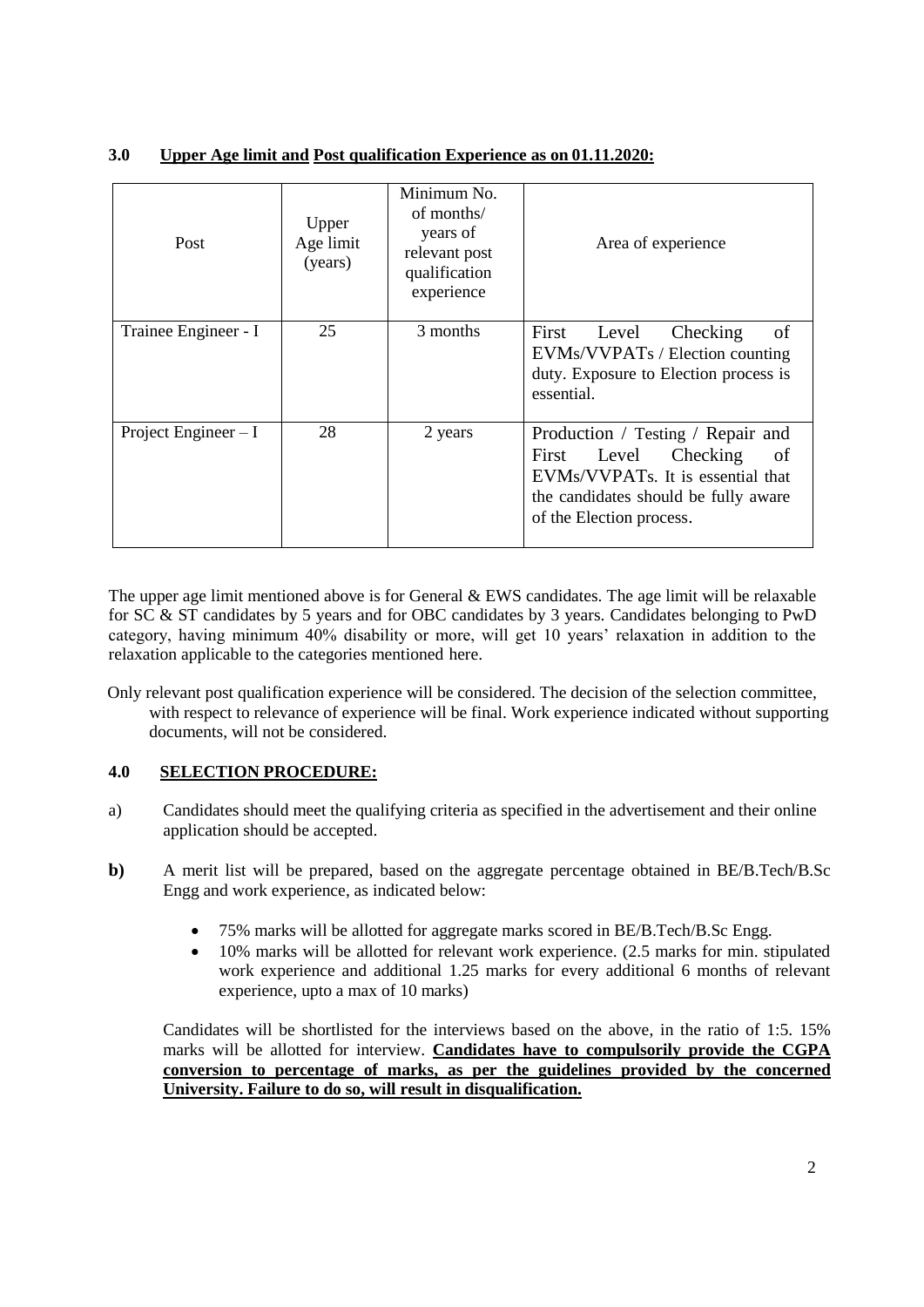### 3.0 Upper Age limit and Post qualification Experience as on 01.11.2020:

| Post | Upper Age limit (years) | Minimum No. of months/ years of relevant post qualification experience | Area of experience |
|---|---|---|---|
| Trainee Engineer - I | 25 | 3 months | First Level Checking of EVMs/VVPATs / Election counting duty. Exposure to Election process is essential. |
| Project Engineer – I | 28 | 2 years | Production / Testing / Repair and First Level Checking of EVMs/VVPATs. It is essential that the candidates should be fully aware of the Election process. |

The upper age limit mentioned above is for General & EWS candidates. The age limit will be relaxable for SC & ST candidates by 5 years and for OBC candidates by 3 years. Candidates belonging to PwD category, having minimum 40% disability or more, will get 10 years' relaxation in addition to the relaxation applicable to the categories mentioned here.

Only relevant post qualification experience will be considered. The decision of the selection committee, with respect to relevance of experience will be final. Work experience indicated without supporting documents, will not be considered.

### 4.0 SELECTION PROCEDURE:

a) Candidates should meet the qualifying criteria as specified in the advertisement and their online application should be accepted.

**b)** A merit list will be prepared, based on the aggregate percentage obtained in BE/B.Tech/B.Sc Engg and work experience, as indicated below:

- 75% marks will be allotted for aggregate marks scored in BE/B.Tech/B.Sc Engg.
- 10% marks will be allotted for relevant work experience. (2.5 marks for min. stipulated work experience and additional 1.25 marks for every additional 6 months of relevant experience, upto a max of 10 marks)

Candidates will be shortlisted for the interviews based on the above, in the ratio of 1:5. 15% marks will be allotted for interview. **Candidates have to compulsorily provide the CGPA conversion to percentage of marks, as per the guidelines provided by the concerned University. Failure to do so, will result in disqualification.**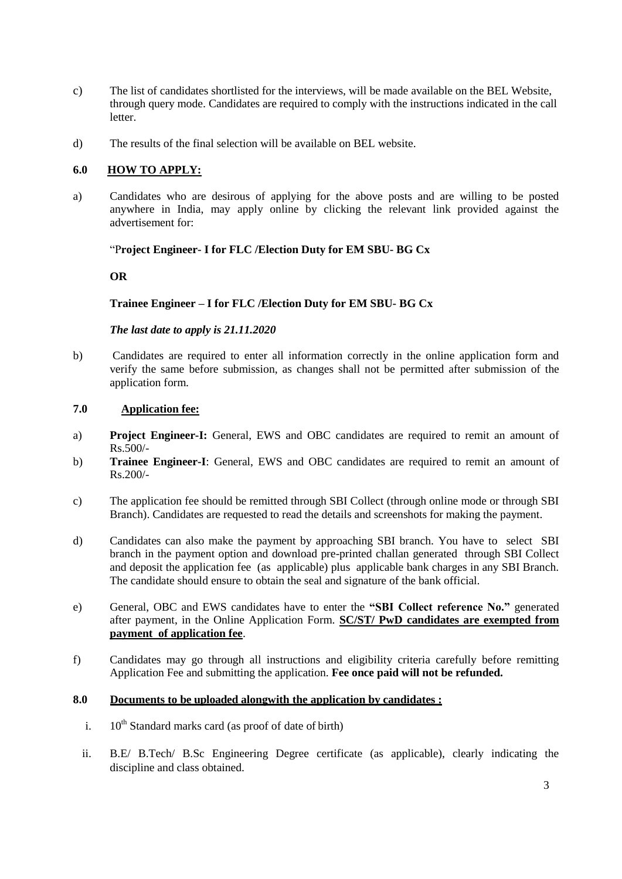c) The list of candidates shortlisted for the interviews, will be made available on the BEL Website, through query mode. Candidates are required to comply with the instructions indicated in the call letter.

d) The results of the final selection will be available on BEL website.

## 6.0 HOW TO APPLY:

a) Candidates who are desirous of applying for the above posts and are willing to be posted anywhere in India, may apply online by clicking the relevant link provided against the advertisement for:

"P**roject Engineer- I for FLC /Election Duty for EM SBU- BG Cx**

**OR**

**Trainee Engineer – I for FLC /Election Duty for EM SBU- BG Cx**

***The last date to apply is 21.11.2020***

b) Candidates are required to enter all information correctly in the online application form and verify the same before submission, as changes shall not be permitted after submission of the application form.

## 7.0 Application fee:

a) **Project Engineer-I:** General, EWS and OBC candidates are required to remit an amount of Rs.500/-

b) **Trainee Engineer-I**: General, EWS and OBC candidates are required to remit an amount of Rs.200/-

c) The application fee should be remitted through SBI Collect (through online mode or through SBI Branch). Candidates are requested to read the details and screenshots for making the payment.

d) Candidates can also make the payment by approaching SBI branch. You have to select SBI branch in the payment option and download pre-printed challan generated through SBI Collect and deposit the application fee (as applicable) plus applicable bank charges in any SBI Branch. The candidate should ensure to obtain the seal and signature of the bank official.

e) General, OBC and EWS candidates have to enter the **"SBI Collect reference No."** generated after payment, in the Online Application Form. **SC/ST/ PwD candidates are exempted from payment of application fee**.

f) Candidates may go through all instructions and eligibility criteria carefully before remitting Application Fee and submitting the application. **Fee once paid will not be refunded.**

## 8.0 Documents to be uploaded alongwith the application by candidates :

i. 10th Standard marks card (as proof of date of birth)

ii. B.E/ B.Tech/ B.Sc Engineering Degree certificate (as applicable), clearly indicating the discipline and class obtained.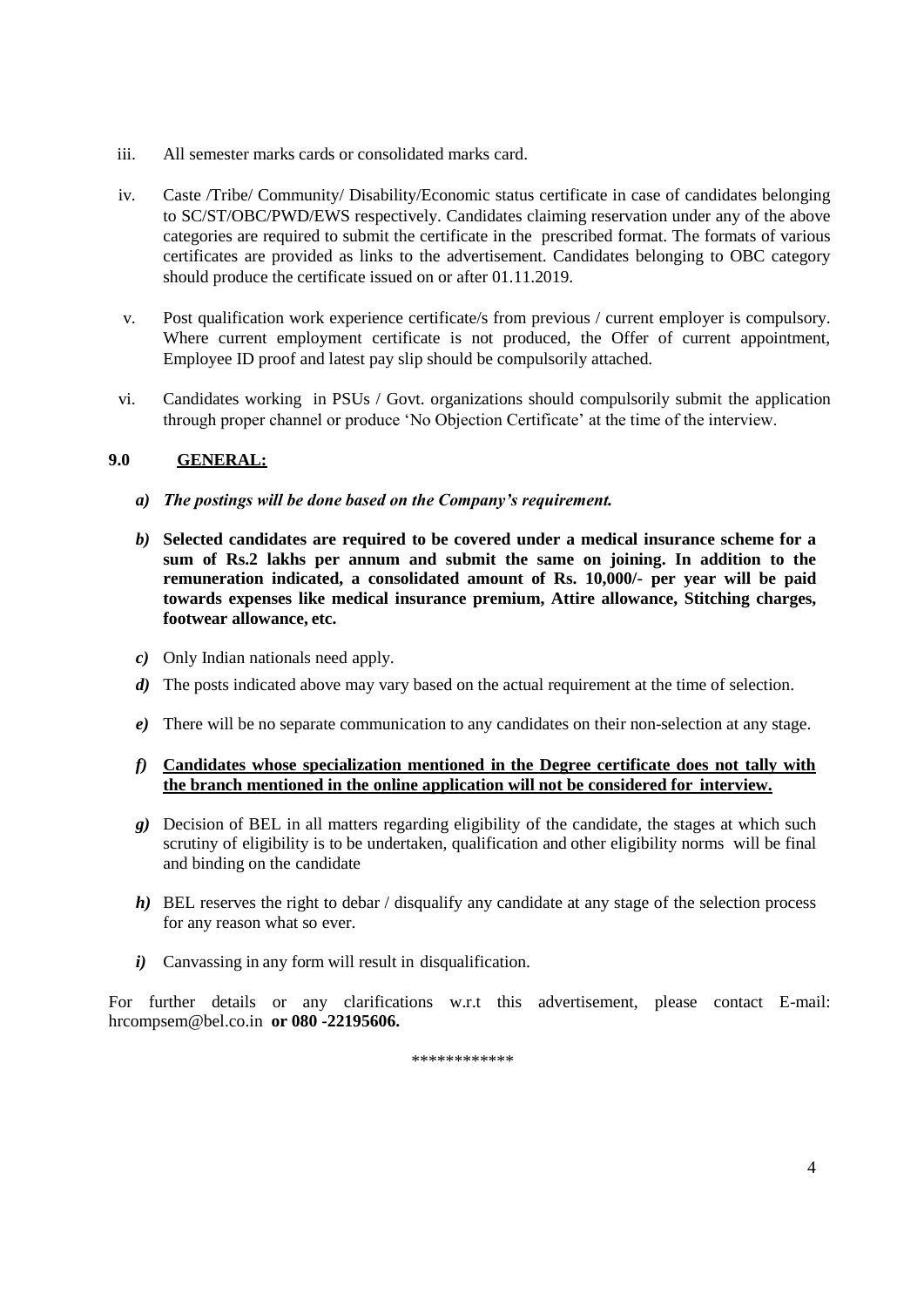iii. All semester marks cards or consolidated marks card.

iv. Caste /Tribe/ Community/ Disability/Economic status certificate in case of candidates belonging to SC/ST/OBC/PWD/EWS respectively. Candidates claiming reservation under any of the above categories are required to submit the certificate in the prescribed format. The formats of various certificates are provided as links to the advertisement. Candidates belonging to OBC category should produce the certificate issued on or after 01.11.2019.

v. Post qualification work experience certificate/s from previous / current employer is compulsory. Where current employment certificate is not produced, the Offer of current appointment, Employee ID proof and latest pay slip should be compulsorily attached.

vi. Candidates working in PSUs / Govt. organizations should compulsorily submit the application through proper channel or produce 'No Objection Certificate' at the time of the interview.

## 9.0 GENERAL:

***a)*** ***The postings will be done based on the Company's requirement.***

***b)*** **Selected candidates are required to be covered under a medical insurance scheme for a sum of Rs.2 lakhs per annum and submit the same on joining. In addition to the remuneration indicated, a consolidated amount of Rs. 10,000/- per year will be paid towards expenses like medical insurance premium, Attire allowance, Stitching charges, footwear allowance, etc.**

***c)*** Only Indian nationals need apply.

***d)*** The posts indicated above may vary based on the actual requirement at the time of selection.

***e)*** There will be no separate communication to any candidates on their non-selection at any stage.

***f)*** **Candidates whose specialization mentioned in the Degree certificate does not tally with the branch mentioned in the online application will not be considered for interview.**

***g)*** Decision of BEL in all matters regarding eligibility of the candidate, the stages at which such scrutiny of eligibility is to be undertaken, qualification and other eligibility norms will be final and binding on the candidate

***h)*** BEL reserves the right to debar / disqualify any candidate at any stage of the selection process for any reason what so ever.

***i)*** Canvassing in any form will result in disqualification.

For further details or any clarifications w.r.t this advertisement, please contact E-mail: hrcompsem@bel.co.in **or 080 -22195606.**

************